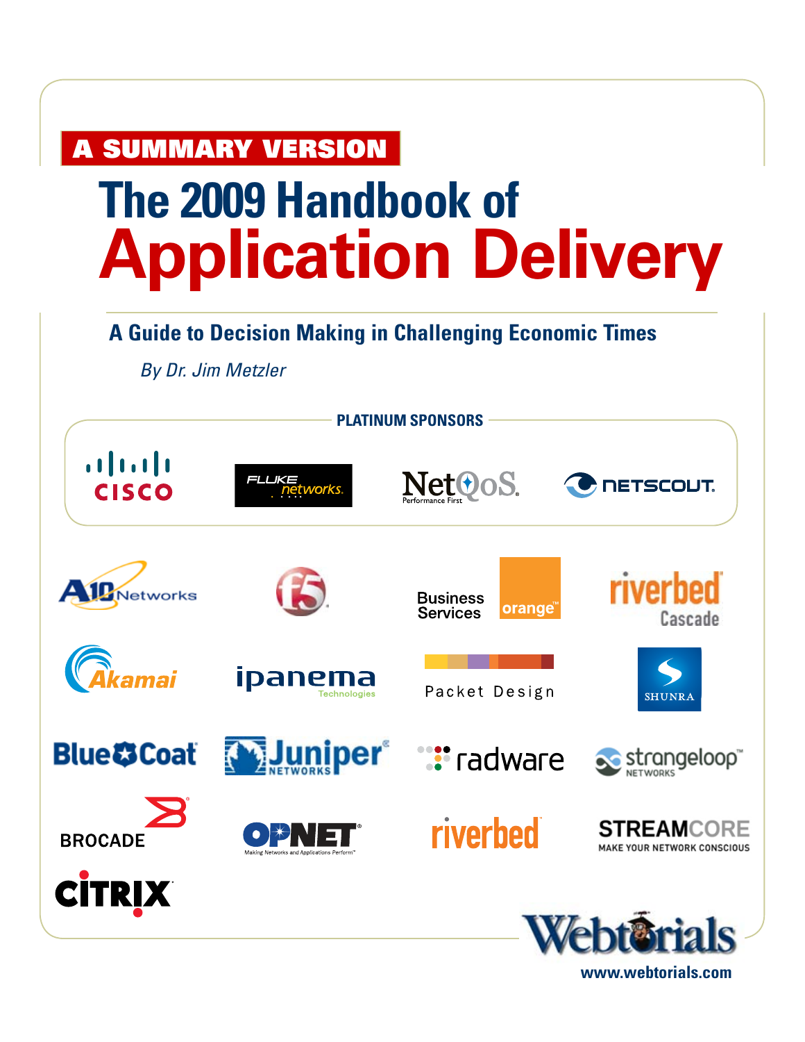**A SUMMARY VERSION**

# The 2009 Handbook of Application Delivery

## A Guide to Decision Making in Challenging Economic Times

*By Dr. Jim Metzler*

**PLATINUM SPONSORS**

Cisco · Fluke networks · NetQoS Performance First · NETSCOUT

A10 Networks · F5 · Orange Business Services · riverbed Cascade

Akamai · ipanema Technologies · Packet Design · SHUNRA

Blue Coat · Juniper Networks · radware · strangeloop networks

BROCADE · OPNET Making Networks and Applications Perform · riverbed · STREAMCORE MAKE YOUR NETWORK CONSCIOUS

CITRIX

Webtorials

www.webtorials.com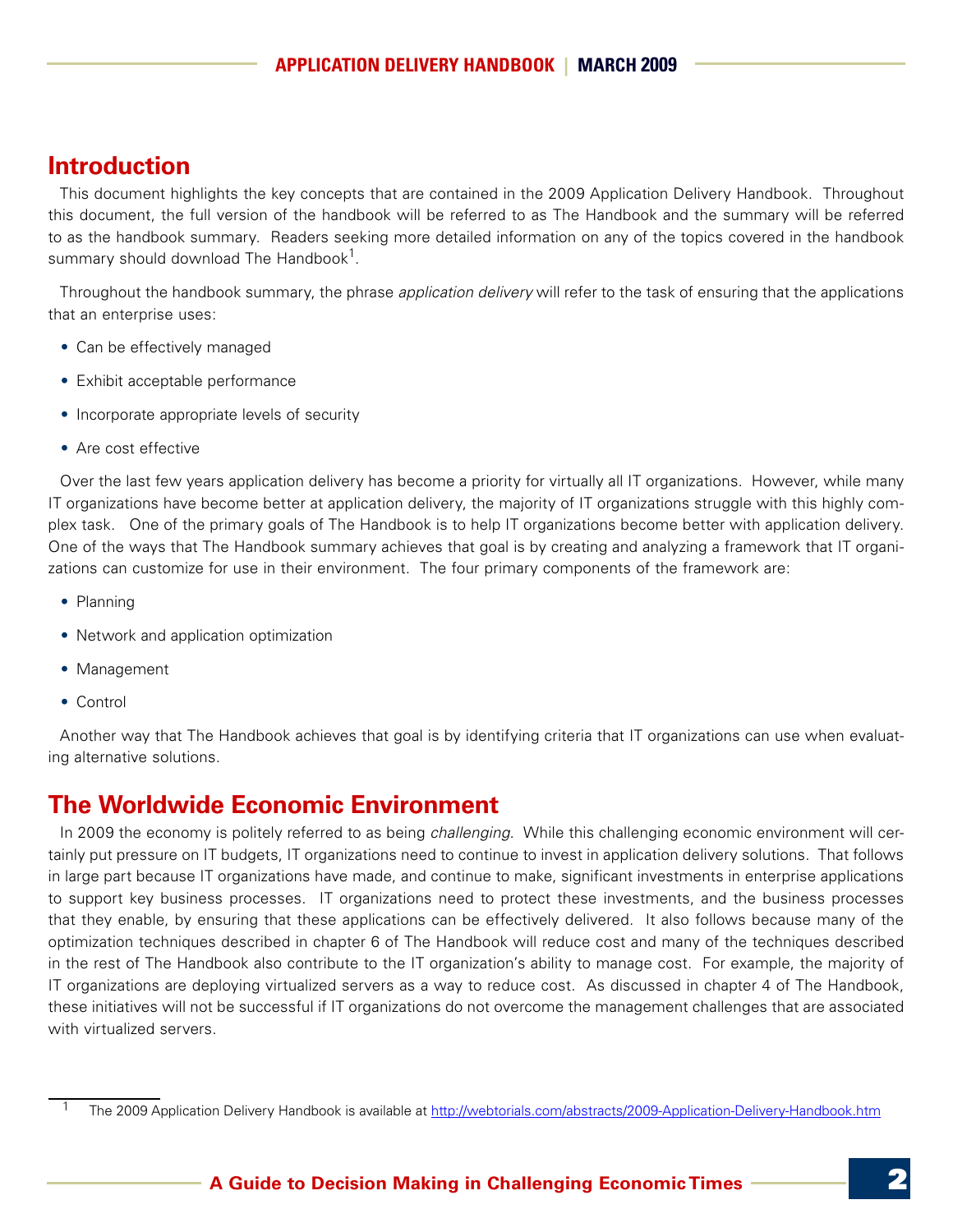## Introduction

This document highlights the key concepts that are contained in the 2009 Application Delivery Handbook. Throughout this document, the full version of the handbook will be referred to as The Handbook and the summary will be referred to as the handbook summary. Readers seeking more detailed information on any of the topics covered in the handbook summary should download The Handbook[1].

Throughout the handbook summary, the phrase *application delivery* will refer to the task of ensuring that the applications that an enterprise uses:

- Can be effectively managed
- Exhibit acceptable performance
- Incorporate appropriate levels of security
- Are cost effective

Over the last few years application delivery has become a priority for virtually all IT organizations. However, while many IT organizations have become better at application delivery, the majority of IT organizations struggle with this highly complex task. One of the primary goals of The Handbook is to help IT organizations become better with application delivery. One of the ways that The Handbook summary achieves that goal is by creating and analyzing a framework that IT organizations can customize for use in their environment. The four primary components of the framework are:

- Planning
- Network and application optimization
- Management
- Control

Another way that The Handbook achieves that goal is by identifying criteria that IT organizations can use when evaluating alternative solutions.

## The Worldwide Economic Environment

In 2009 the economy is politely referred to as being *challenging*. While this challenging economic environment will certainly put pressure on IT budgets, IT organizations need to continue to invest in application delivery solutions. That follows in large part because IT organizations have made, and continue to make, significant investments in enterprise applications to support key business processes. IT organizations need to protect these investments, and the business processes that they enable, by ensuring that these applications can be effectively delivered. It also follows because many of the optimization techniques described in chapter 6 of The Handbook will reduce cost and many of the techniques described in the rest of The Handbook also contribute to the IT organization's ability to manage cost. For example, the majority of IT organizations are deploying virtualized servers as a way to reduce cost. As discussed in chapter 4 of The Handbook, these initiatives will not be successful if IT organizations do not overcome the management challenges that are associated with virtualized servers.

[1] The 2009 Application Delivery Handbook is available at http://webtorials.com/abstracts/2009-Application-Delivery-Handbook.htm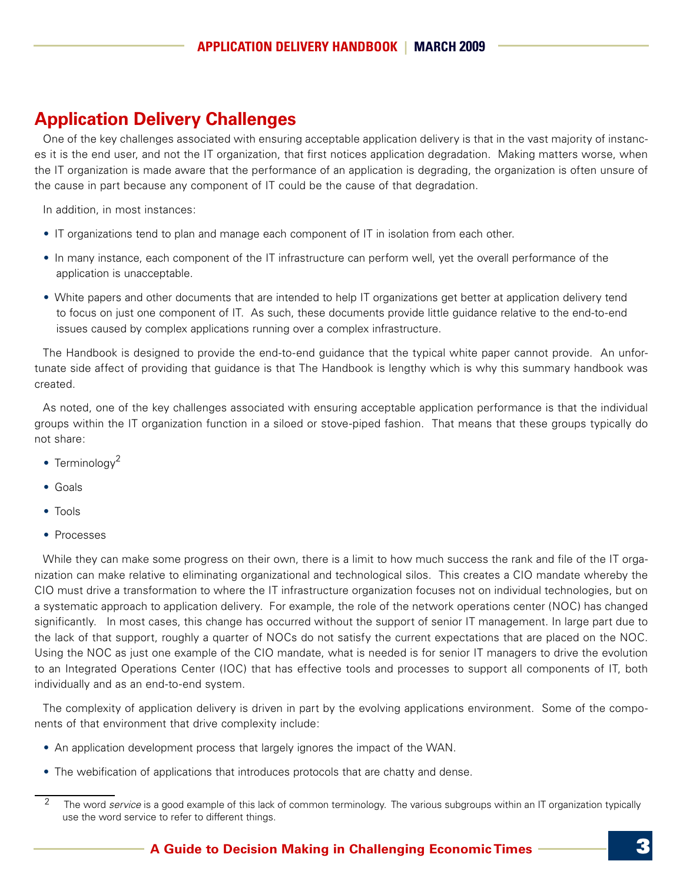## Application Delivery Challenges

One of the key challenges associated with ensuring acceptable application delivery is that in the vast majority of instances it is the end user, and not the IT organization, that first notices application degradation. Making matters worse, when the IT organization is made aware that the performance of an application is degrading, the organization is often unsure of the cause in part because any component of IT could be the cause of that degradation.

In addition, in most instances:

- IT organizations tend to plan and manage each component of IT in isolation from each other.
- In many instance, each component of the IT infrastructure can perform well, yet the overall performance of the application is unacceptable.
- White papers and other documents that are intended to help IT organizations get better at application delivery tend to focus on just one component of IT. As such, these documents provide little guidance relative to the end-to-end issues caused by complex applications running over a complex infrastructure.

The Handbook is designed to provide the end-to-end guidance that the typical white paper cannot provide. An unfortunate side affect of providing that guidance is that The Handbook is lengthy which is why this summary handbook was created.

As noted, one of the key challenges associated with ensuring acceptable application performance is that the individual groups within the IT organization function in a siloed or stove-piped fashion. That means that these groups typically do not share:

- Terminology[2]
- Goals
- Tools
- Processes

While they can make some progress on their own, there is a limit to how much success the rank and file of the IT organization can make relative to eliminating organizational and technological silos. This creates a CIO mandate whereby the CIO must drive a transformation to where the IT infrastructure organization focuses not on individual technologies, but on a systematic approach to application delivery. For example, the role of the network operations center (NOC) has changed significantly. In most cases, this change has occurred without the support of senior IT management. In large part due to the lack of that support, roughly a quarter of NOCs do not satisfy the current expectations that are placed on the NOC. Using the NOC as just one example of the CIO mandate, what is needed is for senior IT managers to drive the evolution to an Integrated Operations Center (IOC) that has effective tools and processes to support all components of IT, both individually and as an end-to-end system.

The complexity of application delivery is driven in part by the evolving applications environment. Some of the components of that environment that drive complexity include:

- An application development process that largely ignores the impact of the WAN.
- The webification of applications that introduces protocols that are chatty and dense.

[2] The word *service* is a good example of this lack of common terminology. The various subgroups within an IT organization typically use the word service to refer to different things.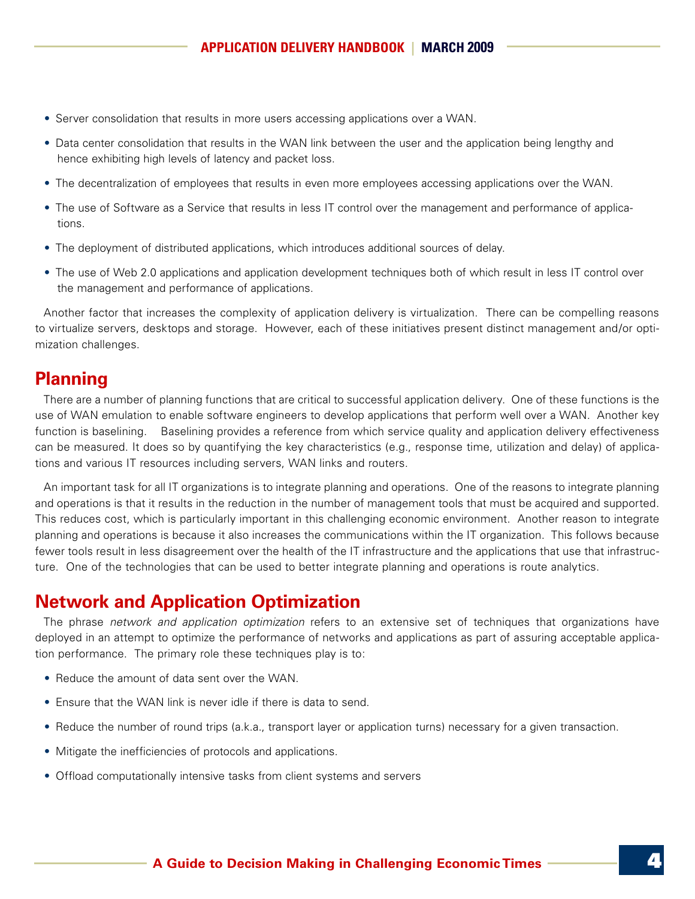- Server consolidation that results in more users accessing applications over a WAN.
- Data center consolidation that results in the WAN link between the user and the application being lengthy and hence exhibiting high levels of latency and packet loss.
- The decentralization of employees that results in even more employees accessing applications over the WAN.
- The use of Software as a Service that results in less IT control over the management and performance of applications.
- The deployment of distributed applications, which introduces additional sources of delay.
- The use of Web 2.0 applications and application development techniques both of which result in less IT control over the management and performance of applications.

Another factor that increases the complexity of application delivery is virtualization. There can be compelling reasons to virtualize servers, desktops and storage. However, each of these initiatives present distinct management and/or optimization challenges.

## Planning

There are a number of planning functions that are critical to successful application delivery. One of these functions is the use of WAN emulation to enable software engineers to develop applications that perform well over a WAN. Another key function is baselining. Baselining provides a reference from which service quality and application delivery effectiveness can be measured. It does so by quantifying the key characteristics (e.g., response time, utilization and delay) of applications and various IT resources including servers, WAN links and routers.

An important task for all IT organizations is to integrate planning and operations. One of the reasons to integrate planning and operations is that it results in the reduction in the number of management tools that must be acquired and supported. This reduces cost, which is particularly important in this challenging economic environment. Another reason to integrate planning and operations is because it also increases the communications within the IT organization. This follows because fewer tools result in less disagreement over the health of the IT infrastructure and the applications that use that infrastructure. One of the technologies that can be used to better integrate planning and operations is route analytics.

## Network and Application Optimization

The phrase *network and application optimization* refers to an extensive set of techniques that organizations have deployed in an attempt to optimize the performance of networks and applications as part of assuring acceptable application performance. The primary role these techniques play is to:

- Reduce the amount of data sent over the WAN.
- Ensure that the WAN link is never idle if there is data to send.
- Reduce the number of round trips (a.k.a., transport layer or application turns) necessary for a given transaction.
- Mitigate the inefficiencies of protocols and applications.
- Offload computationally intensive tasks from client systems and servers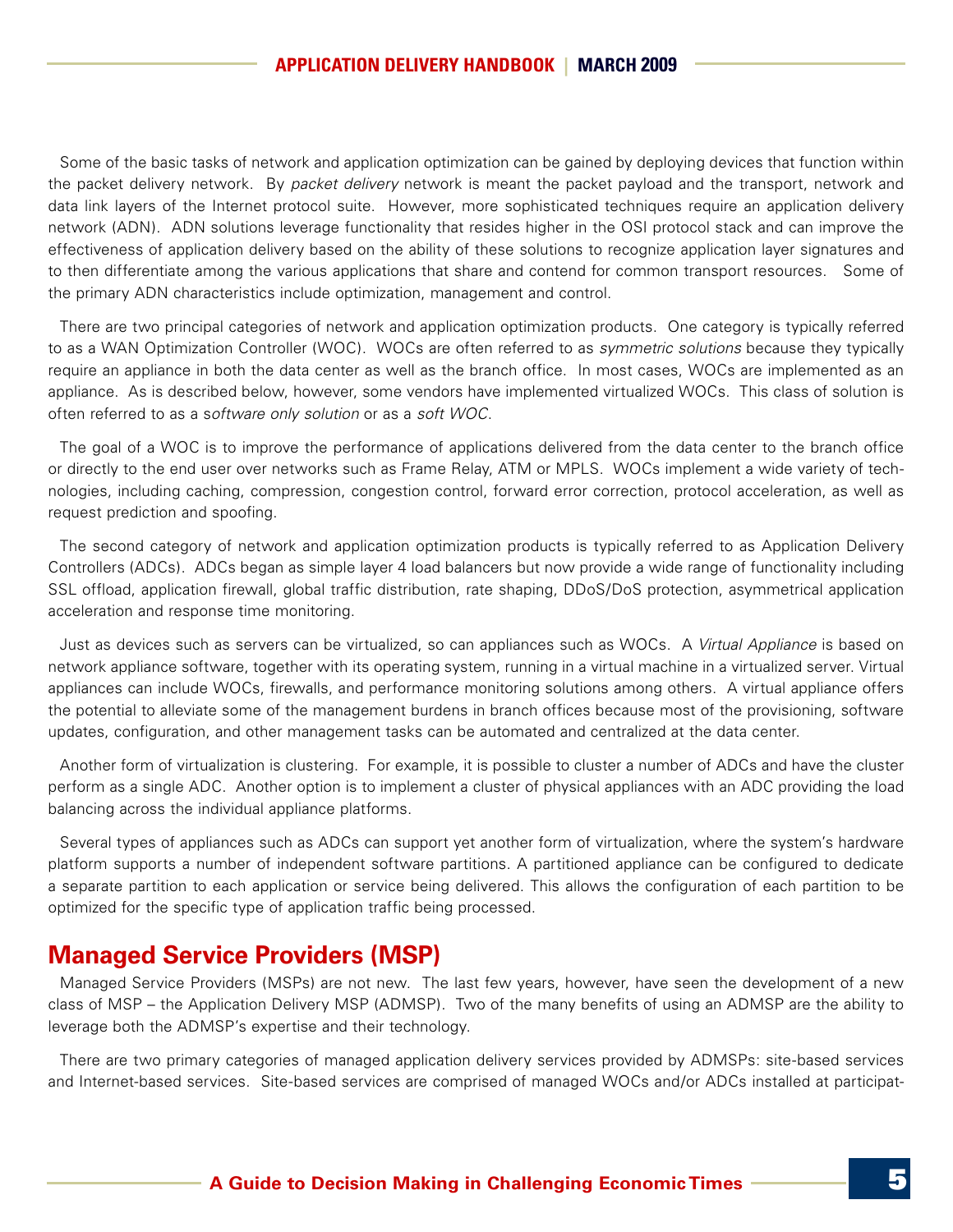Some of the basic tasks of network and application optimization can be gained by deploying devices that function within the packet delivery network. By *packet delivery* network is meant the packet payload and the transport, network and data link layers of the Internet protocol suite. However, more sophisticated techniques require an application delivery network (ADN). ADN solutions leverage functionality that resides higher in the OSI protocol stack and can improve the effectiveness of application delivery based on the ability of these solutions to recognize application layer signatures and to then differentiate among the various applications that share and contend for common transport resources. Some of the primary ADN characteristics include optimization, management and control.

There are two principal categories of network and application optimization products. One category is typically referred to as a WAN Optimization Controller (WOC). WOCs are often referred to as *symmetric solutions* because they typically require an appliance in both the data center as well as the branch office. In most cases, WOCs are implemented as an appliance. As is described below, however, some vendors have implemented virtualized WOCs. This class of solution is often referred to as a *software only solution* or as a *soft WOC*.

The goal of a WOC is to improve the performance of applications delivered from the data center to the branch office or directly to the end user over networks such as Frame Relay, ATM or MPLS. WOCs implement a wide variety of technologies, including caching, compression, congestion control, forward error correction, protocol acceleration, as well as request prediction and spoofing.

The second category of network and application optimization products is typically referred to as Application Delivery Controllers (ADCs). ADCs began as simple layer 4 load balancers but now provide a wide range of functionality including SSL offload, application firewall, global traffic distribution, rate shaping, DDoS/DoS protection, asymmetrical application acceleration and response time monitoring.

Just as devices such as servers can be virtualized, so can appliances such as WOCs. A *Virtual Appliance* is based on network appliance software, together with its operating system, running in a virtual machine in a virtualized server. Virtual appliances can include WOCs, firewalls, and performance monitoring solutions among others. A virtual appliance offers the potential to alleviate some of the management burdens in branch offices because most of the provisioning, software updates, configuration, and other management tasks can be automated and centralized at the data center.

Another form of virtualization is clustering. For example, it is possible to cluster a number of ADCs and have the cluster perform as a single ADC. Another option is to implement a cluster of physical appliances with an ADC providing the load balancing across the individual appliance platforms.

Several types of appliances such as ADCs can support yet another form of virtualization, where the system's hardware platform supports a number of independent software partitions. A partitioned appliance can be configured to dedicate a separate partition to each application or service being delivered. This allows the configuration of each partition to be optimized for the specific type of application traffic being processed.

## Managed Service Providers (MSP)

Managed Service Providers (MSPs) are not new. The last few years, however, have seen the development of a new class of MSP – the Application Delivery MSP (ADMSP). Two of the many benefits of using an ADMSP are the ability to leverage both the ADMSP's expertise and their technology.

There are two primary categories of managed application delivery services provided by ADMSPs: site-based services and Internet-based services. Site-based services are comprised of managed WOCs and/or ADCs installed at participat-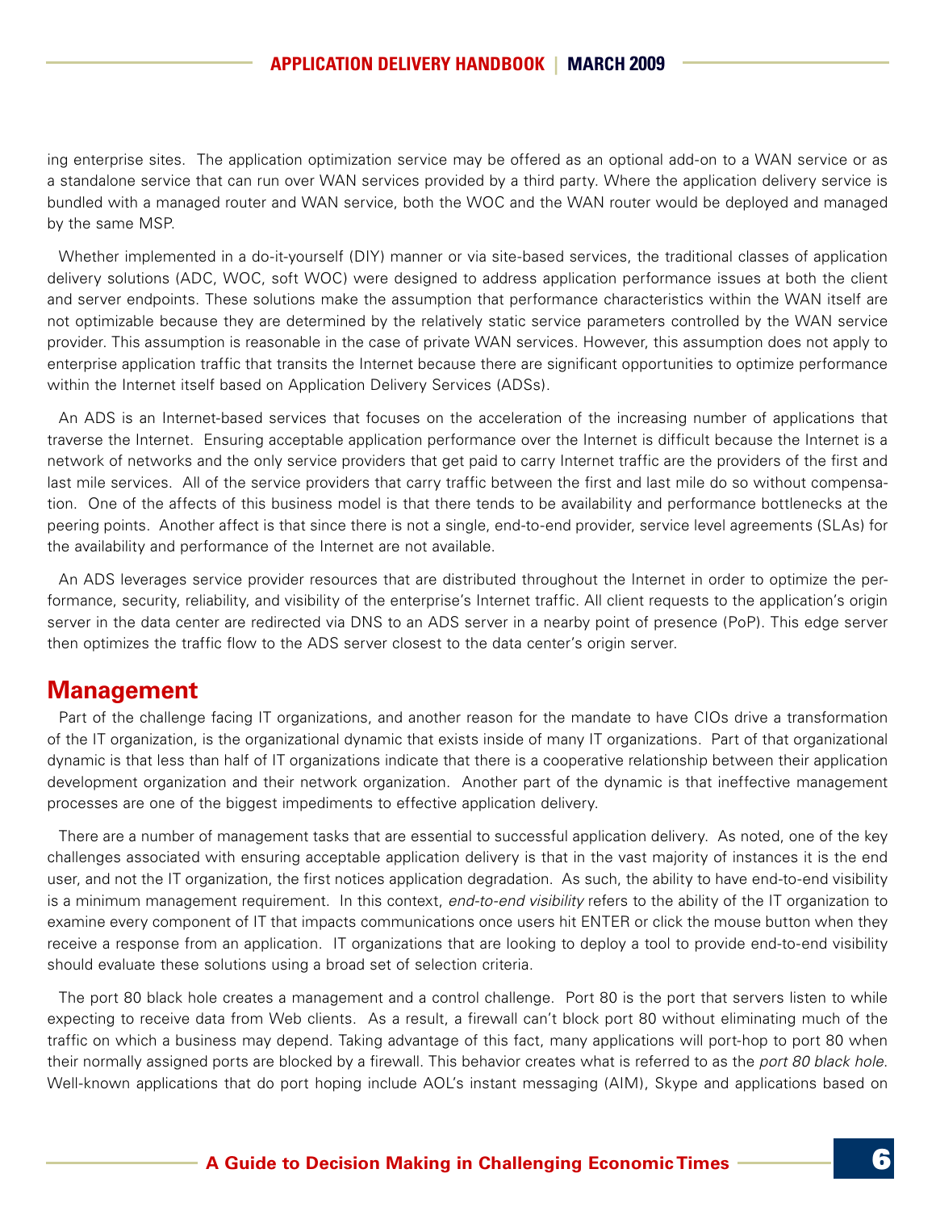ing enterprise sites. The application optimization service may be offered as an optional add-on to a WAN service or as a standalone service that can run over WAN services provided by a third party. Where the application delivery service is bundled with a managed router and WAN service, both the WOC and the WAN router would be deployed and managed by the same MSP.

Whether implemented in a do-it-yourself (DIY) manner or via site-based services, the traditional classes of application delivery solutions (ADC, WOC, soft WOC) were designed to address application performance issues at both the client and server endpoints. These solutions make the assumption that performance characteristics within the WAN itself are not optimizable because they are determined by the relatively static service parameters controlled by the WAN service provider. This assumption is reasonable in the case of private WAN services. However, this assumption does not apply to enterprise application traffic that transits the Internet because there are significant opportunities to optimize performance within the Internet itself based on Application Delivery Services (ADSs).

An ADS is an Internet-based services that focuses on the acceleration of the increasing number of applications that traverse the Internet. Ensuring acceptable application performance over the Internet is difficult because the Internet is a network of networks and the only service providers that get paid to carry Internet traffic are the providers of the first and last mile services. All of the service providers that carry traffic between the first and last mile do so without compensation. One of the affects of this business model is that there tends to be availability and performance bottlenecks at the peering points. Another affect is that since there is not a single, end-to-end provider, service level agreements (SLAs) for the availability and performance of the Internet are not available.

An ADS leverages service provider resources that are distributed throughout the Internet in order to optimize the performance, security, reliability, and visibility of the enterprise's Internet traffic. All client requests to the application's origin server in the data center are redirected via DNS to an ADS server in a nearby point of presence (PoP). This edge server then optimizes the traffic flow to the ADS server closest to the data center's origin server.

## Management

Part of the challenge facing IT organizations, and another reason for the mandate to have CIOs drive a transformation of the IT organization, is the organizational dynamic that exists inside of many IT organizations. Part of that organizational dynamic is that less than half of IT organizations indicate that there is a cooperative relationship between their application development organization and their network organization. Another part of the dynamic is that ineffective management processes are one of the biggest impediments to effective application delivery.

There are a number of management tasks that are essential to successful application delivery. As noted, one of the key challenges associated with ensuring acceptable application delivery is that in the vast majority of instances it is the end user, and not the IT organization, the first notices application degradation. As such, the ability to have end-to-end visibility is a minimum management requirement. In this context, *end-to-end visibility* refers to the ability of the IT organization to examine every component of IT that impacts communications once users hit ENTER or click the mouse button when they receive a response from an application. IT organizations that are looking to deploy a tool to provide end-to-end visibility should evaluate these solutions using a broad set of selection criteria.

The port 80 black hole creates a management and a control challenge. Port 80 is the port that servers listen to while expecting to receive data from Web clients. As a result, a firewall can't block port 80 without eliminating much of the traffic on which a business may depend. Taking advantage of this fact, many applications will port-hop to port 80 when their normally assigned ports are blocked by a firewall. This behavior creates what is referred to as the *port 80 black hole*. Well-known applications that do port hoping include AOL's instant messaging (AIM), Skype and applications based on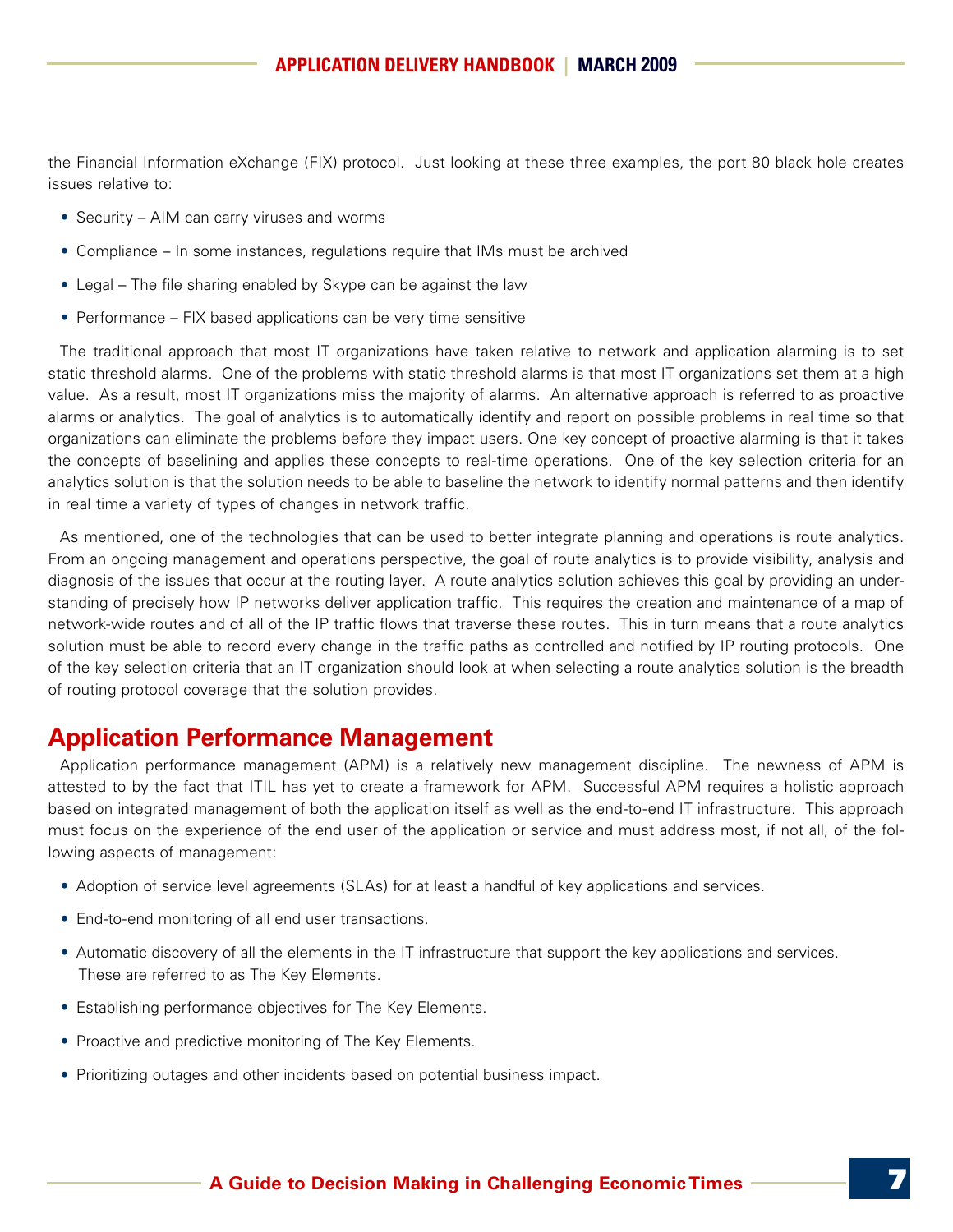the Financial Information eXchange (FIX) protocol. Just looking at these three examples, the port 80 black hole creates issues relative to:

- Security – AIM can carry viruses and worms
- Compliance – In some instances, regulations require that IMs must be archived
- Legal – The file sharing enabled by Skype can be against the law
- Performance – FIX based applications can be very time sensitive

The traditional approach that most IT organizations have taken relative to network and application alarming is to set static threshold alarms. One of the problems with static threshold alarms is that most IT organizations set them at a high value. As a result, most IT organizations miss the majority of alarms. An alternative approach is referred to as proactive alarms or analytics. The goal of analytics is to automatically identify and report on possible problems in real time so that organizations can eliminate the problems before they impact users. One key concept of proactive alarming is that it takes the concepts of baselining and applies these concepts to real-time operations. One of the key selection criteria for an analytics solution is that the solution needs to be able to baseline the network to identify normal patterns and then identify in real time a variety of types of changes in network traffic.

As mentioned, one of the technologies that can be used to better integrate planning and operations is route analytics. From an ongoing management and operations perspective, the goal of route analytics is to provide visibility, analysis and diagnosis of the issues that occur at the routing layer. A route analytics solution achieves this goal by providing an understanding of precisely how IP networks deliver application traffic. This requires the creation and maintenance of a map of network-wide routes and of all of the IP traffic flows that traverse these routes. This in turn means that a route analytics solution must be able to record every change in the traffic paths as controlled and notified by IP routing protocols. One of the key selection criteria that an IT organization should look at when selecting a route analytics solution is the breadth of routing protocol coverage that the solution provides.

## Application Performance Management

Application performance management (APM) is a relatively new management discipline. The newness of APM is attested to by the fact that ITIL has yet to create a framework for APM. Successful APM requires a holistic approach based on integrated management of both the application itself as well as the end-to-end IT infrastructure. This approach must focus on the experience of the end user of the application or service and must address most, if not all, of the following aspects of management:

- Adoption of service level agreements (SLAs) for at least a handful of key applications and services.
- End-to-end monitoring of all end user transactions.
- Automatic discovery of all the elements in the IT infrastructure that support the key applications and services. These are referred to as The Key Elements.
- Establishing performance objectives for The Key Elements.
- Proactive and predictive monitoring of The Key Elements.
- Prioritizing outages and other incidents based on potential business impact.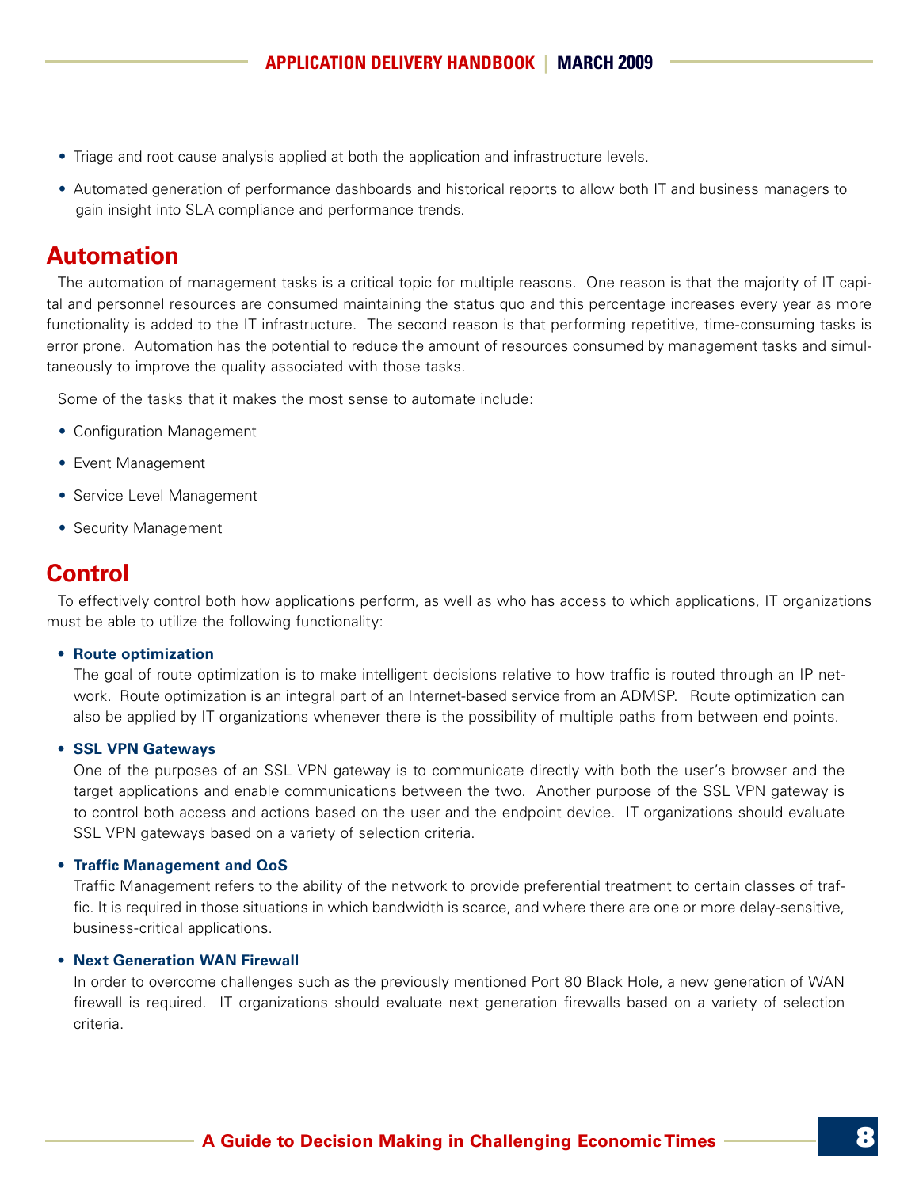- Triage and root cause analysis applied at both the application and infrastructure levels.
- Automated generation of performance dashboards and historical reports to allow both IT and business managers to gain insight into SLA compliance and performance trends.

## Automation

The automation of management tasks is a critical topic for multiple reasons. One reason is that the majority of IT capital and personnel resources are consumed maintaining the status quo and this percentage increases every year as more functionality is added to the IT infrastructure. The second reason is that performing repetitive, time-consuming tasks is error prone. Automation has the potential to reduce the amount of resources consumed by management tasks and simultaneously to improve the quality associated with those tasks.

Some of the tasks that it makes the most sense to automate include:

- Configuration Management
- Event Management
- Service Level Management
- Security Management

## Control

To effectively control both how applications perform, as well as who has access to which applications, IT organizations must be able to utilize the following functionality:

- **Route optimization**
  The goal of route optimization is to make intelligent decisions relative to how traffic is routed through an IP network. Route optimization is an integral part of an Internet-based service from an ADMSP. Route optimization can also be applied by IT organizations whenever there is the possibility of multiple paths from between end points.

- **SSL VPN Gateways**
  One of the purposes of an SSL VPN gateway is to communicate directly with both the user's browser and the target applications and enable communications between the two. Another purpose of the SSL VPN gateway is to control both access and actions based on the user and the endpoint device. IT organizations should evaluate SSL VPN gateways based on a variety of selection criteria.

- **Traffic Management and QoS**
  Traffic Management refers to the ability of the network to provide preferential treatment to certain classes of traffic. It is required in those situations in which bandwidth is scarce, and where there are one or more delay-sensitive, business-critical applications.

- **Next Generation WAN Firewall**
  In order to overcome challenges such as the previously mentioned Port 80 Black Hole, a new generation of WAN firewall is required. IT organizations should evaluate next generation firewalls based on a variety of selection criteria.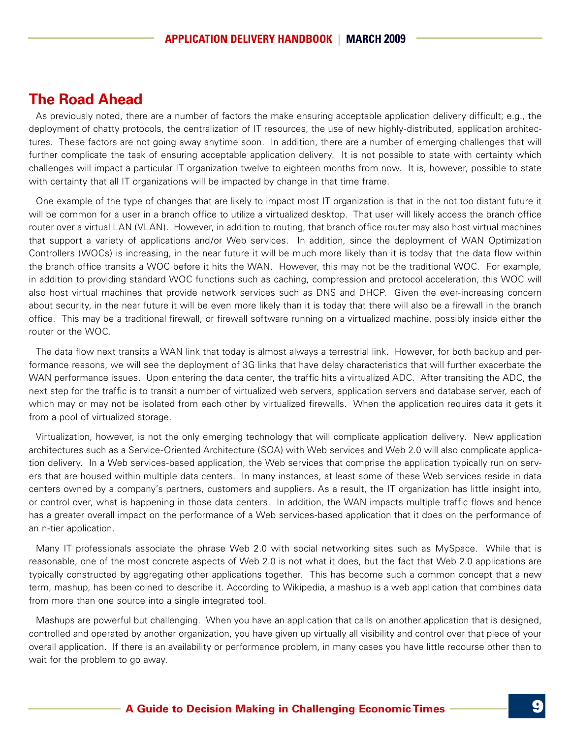## The Road Ahead

As previously noted, there are a number of factors the make ensuring acceptable application delivery difficult; e.g., the deployment of chatty protocols, the centralization of IT resources, the use of new highly-distributed, application architectures. These factors are not going away anytime soon. In addition, there are a number of emerging challenges that will further complicate the task of ensuring acceptable application delivery. It is not possible to state with certainty which challenges will impact a particular IT organization twelve to eighteen months from now. It is, however, possible to state with certainty that all IT organizations will be impacted by change in that time frame.

One example of the type of changes that are likely to impact most IT organization is that in the not too distant future it will be common for a user in a branch office to utilize a virtualized desktop. That user will likely access the branch office router over a virtual LAN (VLAN). However, in addition to routing, that branch office router may also host virtual machines that support a variety of applications and/or Web services. In addition, since the deployment of WAN Optimization Controllers (WOCs) is increasing, in the near future it will be much more likely than it is today that the data flow within the branch office transits a WOC before it hits the WAN. However, this may not be the traditional WOC. For example, in addition to providing standard WOC functions such as caching, compression and protocol acceleration, this WOC will also host virtual machines that provide network services such as DNS and DHCP. Given the ever-increasing concern about security, in the near future it will be even more likely than it is today that there will also be a firewall in the branch office. This may be a traditional firewall, or firewall software running on a virtualized machine, possibly inside either the router or the WOC.

The data flow next transits a WAN link that today is almost always a terrestrial link. However, for both backup and performance reasons, we will see the deployment of 3G links that have delay characteristics that will further exacerbate the WAN performance issues. Upon entering the data center, the traffic hits a virtualized ADC. After transiting the ADC, the next step for the traffic is to transit a number of virtualized web servers, application servers and database server, each of which may or may not be isolated from each other by virtualized firewalls. When the application requires data it gets it from a pool of virtualized storage.

Virtualization, however, is not the only emerging technology that will complicate application delivery. New application architectures such as a Service-Oriented Architecture (SOA) with Web services and Web 2.0 will also complicate application delivery. In a Web services-based application, the Web services that comprise the application typically run on servers that are housed within multiple data centers. In many instances, at least some of these Web services reside in data centers owned by a company's partners, customers and suppliers. As a result, the IT organization has little insight into, or control over, what is happening in those data centers. In addition, the WAN impacts multiple traffic flows and hence has a greater overall impact on the performance of a Web services-based application that it does on the performance of an n-tier application.

Many IT professionals associate the phrase Web 2.0 with social networking sites such as MySpace. While that is reasonable, one of the most concrete aspects of Web 2.0 is not what it does, but the fact that Web 2.0 applications are typically constructed by aggregating other applications together. This has become such a common concept that a new term, mashup, has been coined to describe it. According to Wikipedia, a mashup is a web application that combines data from more than one source into a single integrated tool.

Mashups are powerful but challenging. When you have an application that calls on another application that is designed, controlled and operated by another organization, you have given up virtually all visibility and control over that piece of your overall application. If there is an availability or performance problem, in many cases you have little recourse other than to wait for the problem to go away.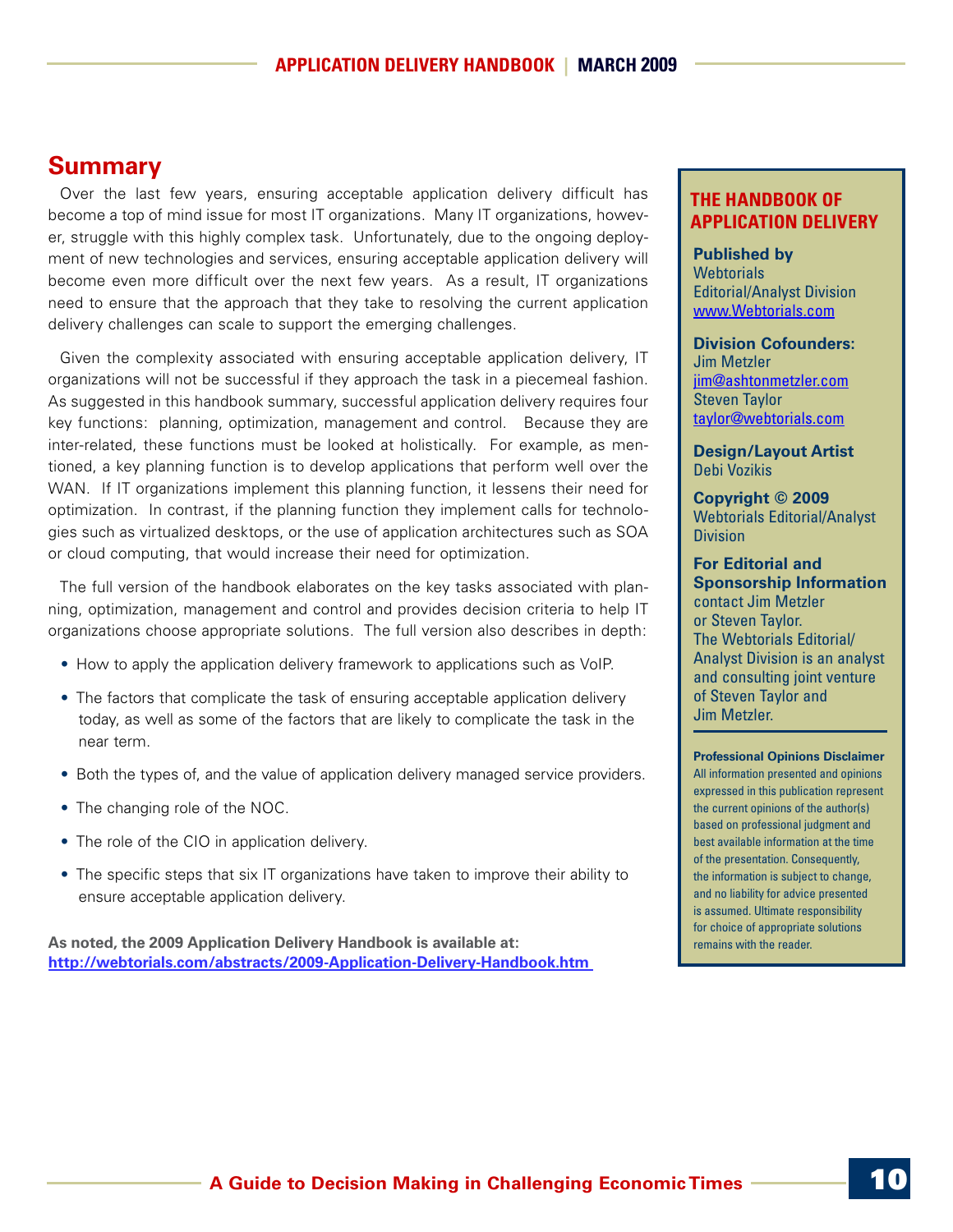## Summary

Over the last few years, ensuring acceptable application delivery difficult has become a top of mind issue for most IT organizations. Many IT organizations, however, struggle with this highly complex task. Unfortunately, due to the ongoing deployment of new technologies and services, ensuring acceptable application delivery will become even more difficult over the next few years. As a result, IT organizations need to ensure that the approach that they take to resolving the current application delivery challenges can scale to support the emerging challenges.

Given the complexity associated with ensuring acceptable application delivery, IT organizations will not be successful if they approach the task in a piecemeal fashion. As suggested in this handbook summary, successful application delivery requires four key functions: planning, optimization, management and control. Because they are inter-related, these functions must be looked at holistically. For example, as mentioned, a key planning function is to develop applications that perform well over the WAN. If IT organizations implement this planning function, it lessens their need for optimization. In contrast, if the planning function they implement calls for technologies such as virtualized desktops, or the use of application architectures such as SOA or cloud computing, that would increase their need for optimization.

The full version of the handbook elaborates on the key tasks associated with planning, optimization, management and control and provides decision criteria to help IT organizations choose appropriate solutions. The full version also describes in depth:

- How to apply the application delivery framework to applications such as VoIP.
- The factors that complicate the task of ensuring acceptable application delivery today, as well as some of the factors that are likely to complicate the task in the near term.
- Both the types of, and the value of application delivery managed service providers.
- The changing role of the NOC.
- The role of the CIO in application delivery.
- The specific steps that six IT organizations have taken to improve their ability to ensure acceptable application delivery.

**As noted, the 2009 Application Delivery Handbook is available at:**
**http://webtorials.com/abstracts/2009-Application-Delivery-Handbook.htm**

### THE HANDBOOK OF APPLICATION DELIVERY

**Published by**
Webtorials
Editorial/Analyst Division
www.Webtorials.com

**Division Cofounders:**
Jim Metzler
jim@ashtonmetzler.com
Steven Taylor
taylor@webtorials.com

**Design/Layout Artist**
Debi Vozikis

**Copyright © 2009**
Webtorials Editorial/Analyst Division

**For Editorial and Sponsorship Information**
contact Jim Metzler or Steven Taylor.
The Webtorials Editorial/Analyst Division is an analyst and consulting joint venture of Steven Taylor and Jim Metzler.

**Professional Opinions Disclaimer**
All information presented and opinions expressed in this publication represent the current opinions of the author(s) based on professional judgment and best available information at the time of the presentation. Consequently, the information is subject to change, and no liability for advice presented is assumed. Ultimate responsibility for choice of appropriate solutions remains with the reader.